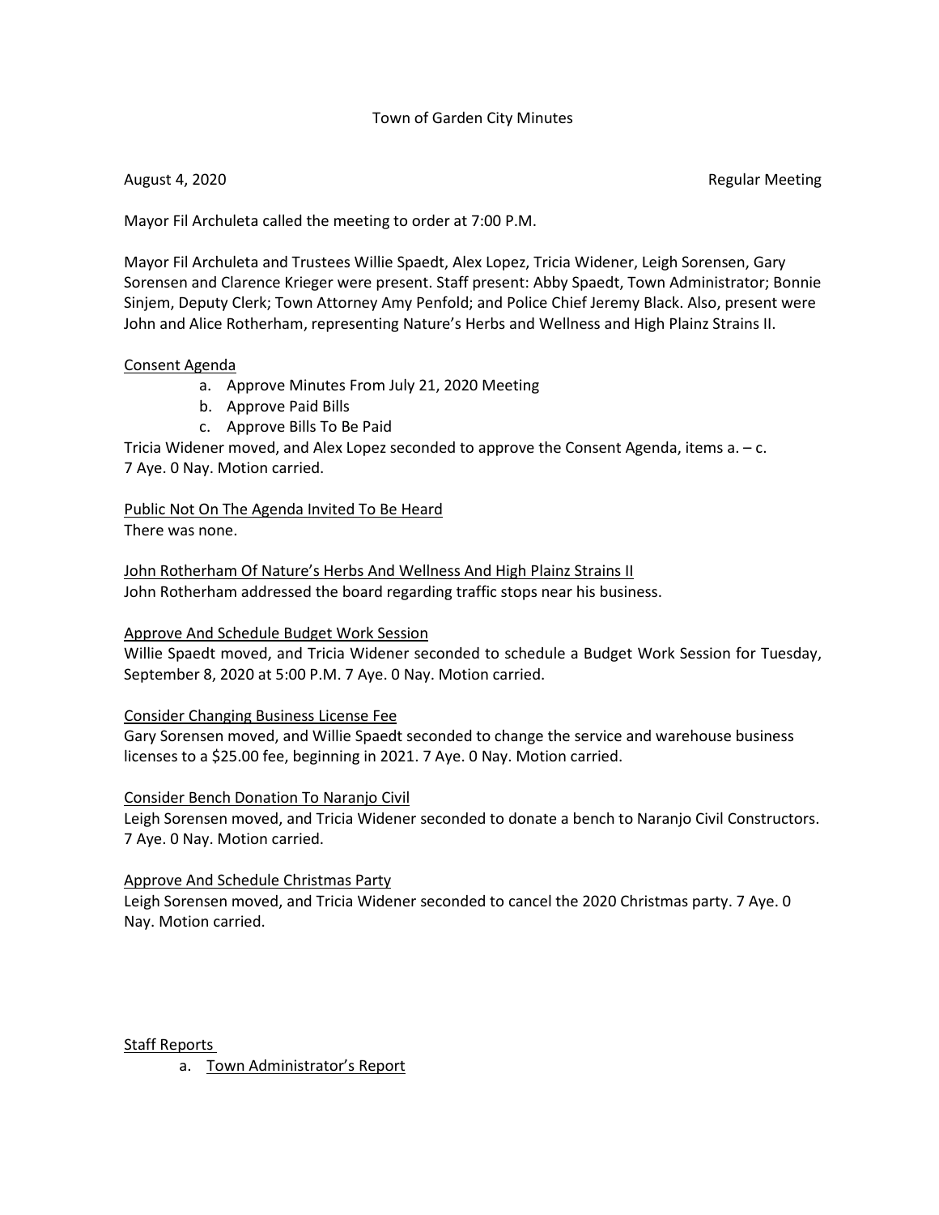Town of Garden City Minutes

August 4, 2020 Regular Meeting

Mayor Fil Archuleta called the meeting to order at 7:00 P.M.

Mayor Fil Archuleta and Trustees Willie Spaedt, Alex Lopez, Tricia Widener, Leigh Sorensen, Gary Sorensen and Clarence Krieger were present. Staff present: Abby Spaedt, Town Administrator; Bonnie Sinjem, Deputy Clerk; Town Attorney Amy Penfold; and Police Chief Jeremy Black. Also, present were John and Alice Rotherham, representing Nature's Herbs and Wellness and High Plainz Strains II.

Consent Agenda

a. Approve Minutes From July 21, 2020 Meeting
b. Approve Paid Bills
c. Approve Bills To Be Paid

Tricia Widener moved, and Alex Lopez seconded to approve the Consent Agenda, items a. – c. 7 Aye. 0 Nay. Motion carried.

Public Not On The Agenda Invited To Be Heard

There was none.

John Rotherham Of Nature's Herbs And Wellness And High Plainz Strains II

John Rotherham addressed the board regarding traffic stops near his business.

Approve And Schedule Budget Work Session

Willie Spaedt moved, and Tricia Widener seconded to schedule a Budget Work Session for Tuesday, September 8, 2020 at 5:00 P.M. 7 Aye. 0 Nay. Motion carried.

Consider Changing Business License Fee

Gary Sorensen moved, and Willie Spaedt seconded to change the service and warehouse business licenses to a $25.00 fee, beginning in 2021. 7 Aye. 0 Nay. Motion carried.

Consider Bench Donation To Naranjo Civil

Leigh Sorensen moved, and Tricia Widener seconded to donate a bench to Naranjo Civil Constructors. 7 Aye. 0 Nay. Motion carried.

Approve And Schedule Christmas Party

Leigh Sorensen moved, and Tricia Widener seconded to cancel the 2020 Christmas party. 7 Aye. 0 Nay. Motion carried.

Staff Reports

a. Town Administrator's Report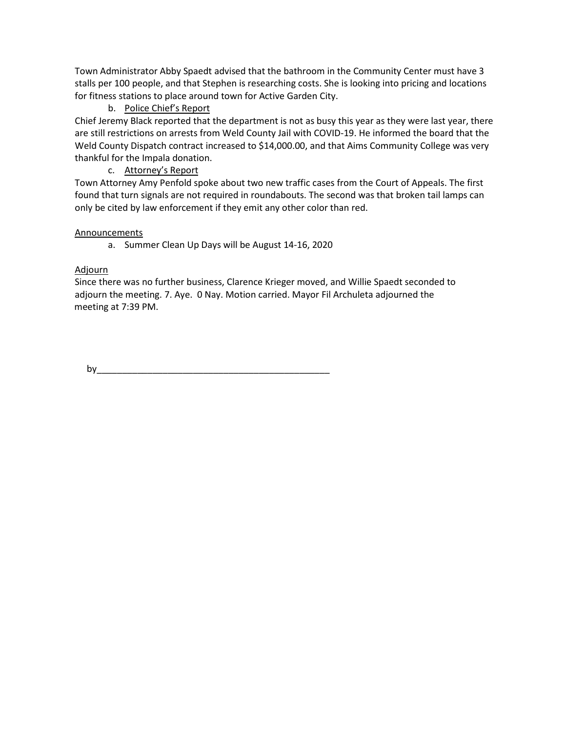Town Administrator Abby Spaedt advised that the bathroom in the Community Center must have 3 stalls per 100 people, and that Stephen is researching costs. She is looking into pricing and locations for fitness stations to place around town for Active Garden City.

b. Police Chief's Report

Chief Jeremy Black reported that the department is not as busy this year as they were last year, there are still restrictions on arrests from Weld County Jail with COVID-19. He informed the board that the Weld County Dispatch contract increased to $14,000.00, and that Aims Community College was very thankful for the Impala donation.

c. Attorney's Report

Town Attorney Amy Penfold spoke about two new traffic cases from the Court of Appeals. The first found that turn signals are not required in roundabouts. The second was that broken tail lamps can only be cited by law enforcement if they emit any other color than red.

Announcements

a. Summer Clean Up Days will be August 14-16, 2020

Adjourn

Since there was no further business, Clarence Krieger moved, and Willie Spaedt seconded to adjourn the meeting. 7. Aye. 0 Nay. Motion carried. Mayor Fil Archuleta adjourned the meeting at 7:39 PM.

by_______________________________________________